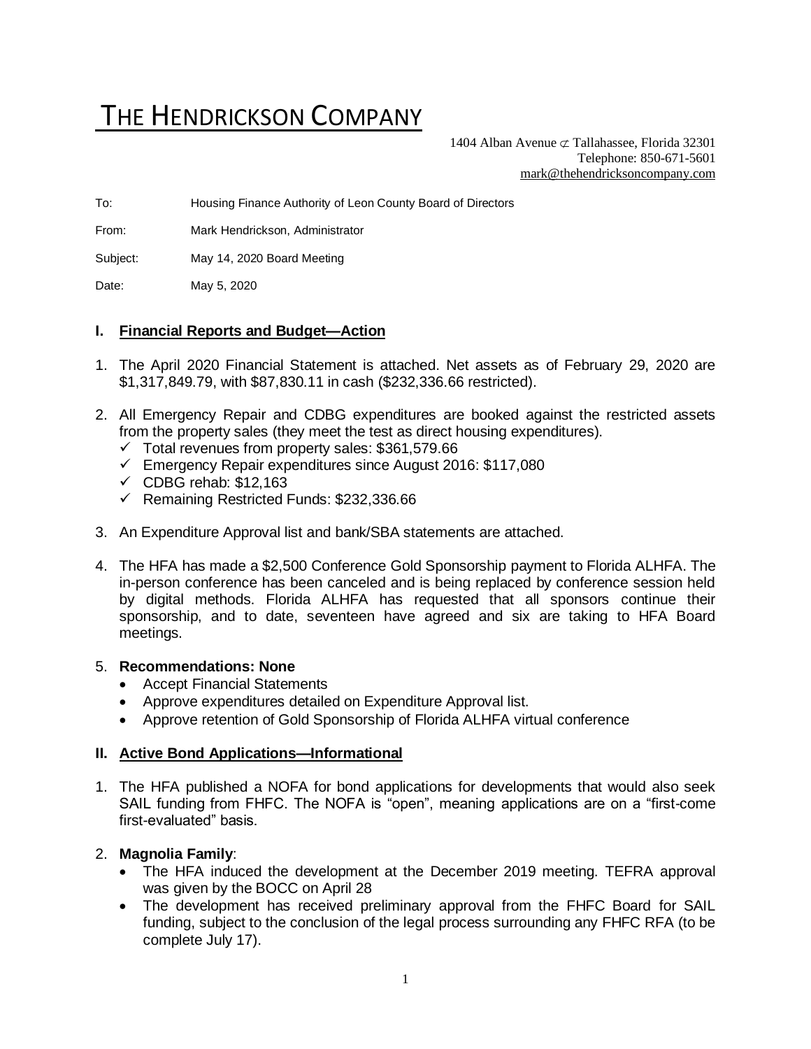# THE HENDRICKSON COMPANY

1404 Alban Avenue ⊄ Tallahassee, Florida 32301
Telephone: 850-671-5601
mark@thehendricksoncompany.com

To: Housing Finance Authority of Leon County Board of Directors

From: Mark Hendrickson, Administrator

Subject: May 14, 2020 Board Meeting

Date: May 5, 2020

## I. Financial Reports and Budget—Action

1. The April 2020 Financial Statement is attached. Net assets as of February 29, 2020 are $1,317,849.79, with $87,830.11 in cash ($232,336.66 restricted).

2. All Emergency Repair and CDBG expenditures are booked against the restricted assets from the property sales (they meet the test as direct housing expenditures).
   - ✓ Total revenues from property sales: $361,579.66
   - ✓ Emergency Repair expenditures since August 2016: $117,080
   - ✓ CDBG rehab: $12,163
   - ✓ Remaining Restricted Funds: $232,336.66

3. An Expenditure Approval list and bank/SBA statements are attached.

4. The HFA has made a $2,500 Conference Gold Sponsorship payment to Florida ALHFA. The in-person conference has been canceled and is being replaced by conference session held by digital methods. Florida ALHFA has requested that all sponsors continue their sponsorship, and to date, seventeen have agreed and six are taking to HFA Board meetings.

5. **Recommendations: None**
   - Accept Financial Statements
   - Approve expenditures detailed on Expenditure Approval list.
   - Approve retention of Gold Sponsorship of Florida ALHFA virtual conference

## II. Active Bond Applications—Informational

1. The HFA published a NOFA for bond applications for developments that would also seek SAIL funding from FHFC. The NOFA is "open", meaning applications are on a "first-come first-evaluated" basis.

2. **Magnolia Family**:
   - The HFA induced the development at the December 2019 meeting. TEFRA approval was given by the BOCC on April 28
   - The development has received preliminary approval from the FHFC Board for SAIL funding, subject to the conclusion of the legal process surrounding any FHFC RFA (to be complete July 17).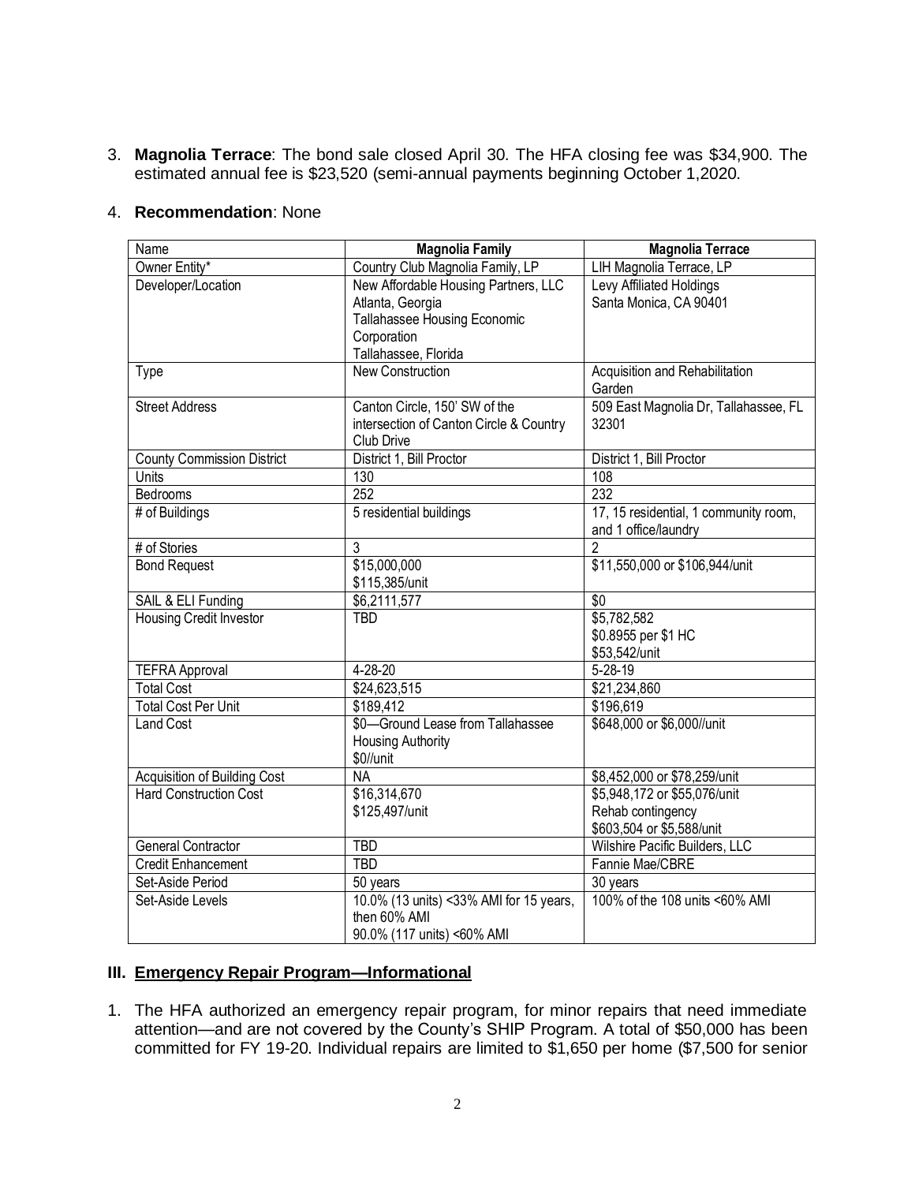3. **Magnolia Terrace**: The bond sale closed April 30. The HFA closing fee was $34,900. The estimated annual fee is $23,520 (semi-annual payments beginning October 1,2020.

4. **Recommendation**: None

| Name | **Magnolia Family** | **Magnolia Terrace** |
|---|---|---|
| Owner Entity* | Country Club Magnolia Family, LP | LIH Magnolia Terrace, LP |
| Developer/Location | New Affordable Housing Partners, LLC<br>Atlanta, Georgia<br>Tallahassee Housing Economic Corporation<br>Tallahassee, Florida | Levy Affiliated Holdings<br>Santa Monica, CA 90401 |
| Type | New Construction | Acquisition and Rehabilitation Garden |
| Street Address | Canton Circle, 150' SW of the intersection of Canton Circle & Country Club Drive | 509 East Magnolia Dr, Tallahassee, FL 32301 |
| County Commission District | District 1, Bill Proctor | District 1, Bill Proctor |
| Units | 130 | 108 |
| Bedrooms | 252 | 232 |
| # of Buildings | 5 residential buildings | 17, 15 residential, 1 community room, and 1 office/laundry |
| # of Stories | 3 | 2 |
| Bond Request | $15,000,000<br>$115,385/unit | $11,550,000 or $106,944/unit |
| SAIL & ELI Funding | $6,2111,577 | $0 |
| Housing Credit Investor | TBD | $5,782,582<br>$0.8955 per $1 HC<br>$53,542/unit |
| TEFRA Approval | 4-28-20 | 5-28-19 |
| Total Cost | $24,623,515 | $21,234,860 |
| Total Cost Per Unit | $189,412 | $196,619 |
| Land Cost | $0—Ground Lease from Tallahassee Housing Authority<br>$0//unit | $648,000 or $6,000//unit |
| Acquisition of Building Cost | NA | $8,452,000 or $78,259/unit |
| Hard Construction Cost | $16,314,670<br>$125,497/unit | $5,948,172 or $55,076/unit<br>Rehab contingency<br>$603,504 or $5,588/unit |
| General Contractor | TBD | Wilshire Pacific Builders, LLC |
| Credit Enhancement | TBD | Fannie Mae/CBRE |
| Set-Aside Period | 50 years | 30 years |
| Set-Aside Levels | 10.0% (13 units) <33% AMI for 15 years, then 60% AMI<br>90.0% (117 units) <60% AMI | 100% of the 108 units <60% AMI |

## III. Emergency Repair Program—Informational

1. The HFA authorized an emergency repair program, for minor repairs that need immediate attention—and are not covered by the County's SHIP Program. A total of $50,000 has been committed for FY 19-20. Individual repairs are limited to $1,650 per home ($7,500 for senior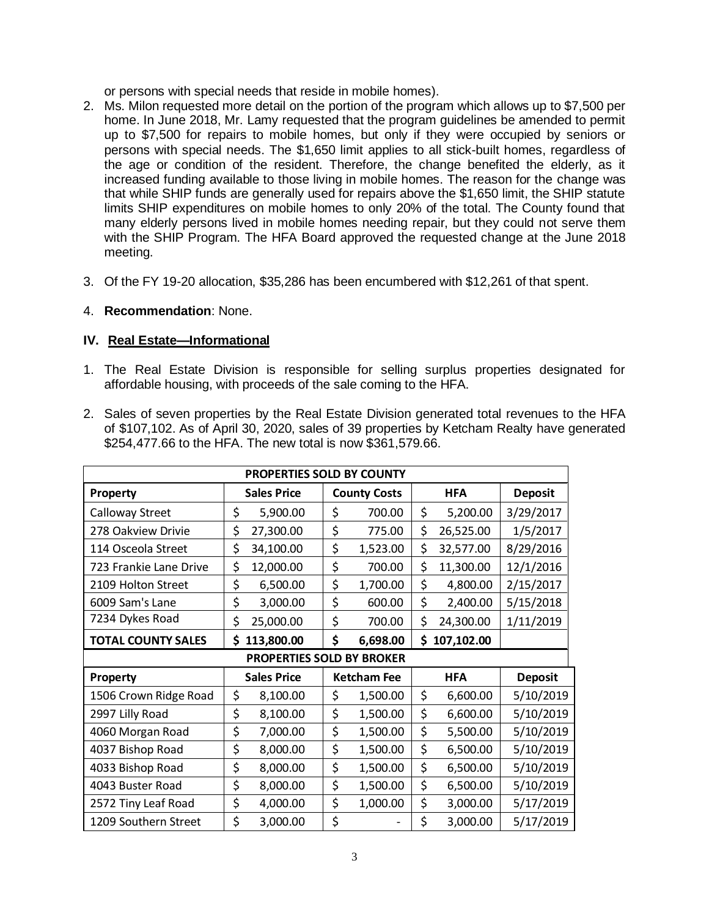or persons with special needs that reside in mobile homes).

2. Ms. Milon requested more detail on the portion of the program which allows up to $7,500 per home. In June 2018, Mr. Lamy requested that the program guidelines be amended to permit up to $7,500 for repairs to mobile homes, but only if they were occupied by seniors or persons with special needs. The $1,650 limit applies to all stick-built homes, regardless of the age or condition of the resident. Therefore, the change benefited the elderly, as it increased funding available to those living in mobile homes. The reason for the change was that while SHIP funds are generally used for repairs above the $1,650 limit, the SHIP statute limits SHIP expenditures on mobile homes to only 20% of the total. The County found that many elderly persons lived in mobile homes needing repair, but they could not serve them with the SHIP Program. The HFA Board approved the requested change at the June 2018 meeting.

3. Of the FY 19-20 allocation, $35,286 has been encumbered with $12,261 of that spent.

4. **Recommendation**: None.

## IV. Real Estate—Informational

1. The Real Estate Division is responsible for selling surplus properties designated for affordable housing, with proceeds of the sale coming to the HFA.

2. Sales of seven properties by the Real Estate Division generated total revenues to the HFA of $107,102. As of April 30, 2020, sales of 39 properties by Ketcham Realty have generated $254,477.66 to the HFA. The new total is now $361,579.66.

| **PROPERTIES SOLD BY COUNTY** | | | | |
|---|---|---|---|---|
| **Property** | **Sales Price** | **County Costs** | **HFA** | **Deposit** |
| Calloway Street | $ 5,900.00 | $ 700.00 | $ 5,200.00 | 3/29/2017 |
| 278 Oakview Drivie | $ 27,300.00 | $ 775.00 | $ 26,525.00 | 1/5/2017 |
| 114 Osceola Street | $ 34,100.00 | $ 1,523.00 | $ 32,577.00 | 8/29/2016 |
| 723 Frankie Lane Drive | $ 12,000.00 | $ 700.00 | $ 11,300.00 | 12/1/2016 |
| 2109 Holton Street | $ 6,500.00 | $ 1,700.00 | $ 4,800.00 | 2/15/2017 |
| 6009 Sam's Lane | $ 3,000.00 | $ 600.00 | $ 2,400.00 | 5/15/2018 |
| 7234 Dykes Road | $ 25,000.00 | $ 700.00 | $ 24,300.00 | 1/11/2019 |
| **TOTAL COUNTY SALES** | **$ 113,800.00** | **$ 6,698.00** | **$ 107,102.00** | |
| **PROPERTIES SOLD BY BROKER** | | | | |
| **Property** | **Sales Price** | **Ketcham Fee** | **HFA** | **Deposit** |
| 1506 Crown Ridge Road | $ 8,100.00 | $ 1,500.00 | $ 6,600.00 | 5/10/2019 |
| 2997 Lilly Road | $ 8,100.00 | $ 1,500.00 | $ 6,600.00 | 5/10/2019 |
| 4060 Morgan Road | $ 7,000.00 | $ 1,500.00 | $ 5,500.00 | 5/10/2019 |
| 4037 Bishop Road | $ 8,000.00 | $ 1,500.00 | $ 6,500.00 | 5/10/2019 |
| 4033 Bishop Road | $ 8,000.00 | $ 1,500.00 | $ 6,500.00 | 5/10/2019 |
| 4043 Buster Road | $ 8,000.00 | $ 1,500.00 | $ 6,500.00 | 5/10/2019 |
| 2572 Tiny Leaf Road | $ 4,000.00 | $ 1,000.00 | $ 3,000.00 | 5/17/2019 |
| 1209 Southern Street | $ 3,000.00 | $ - | $ 3,000.00 | 5/17/2019 |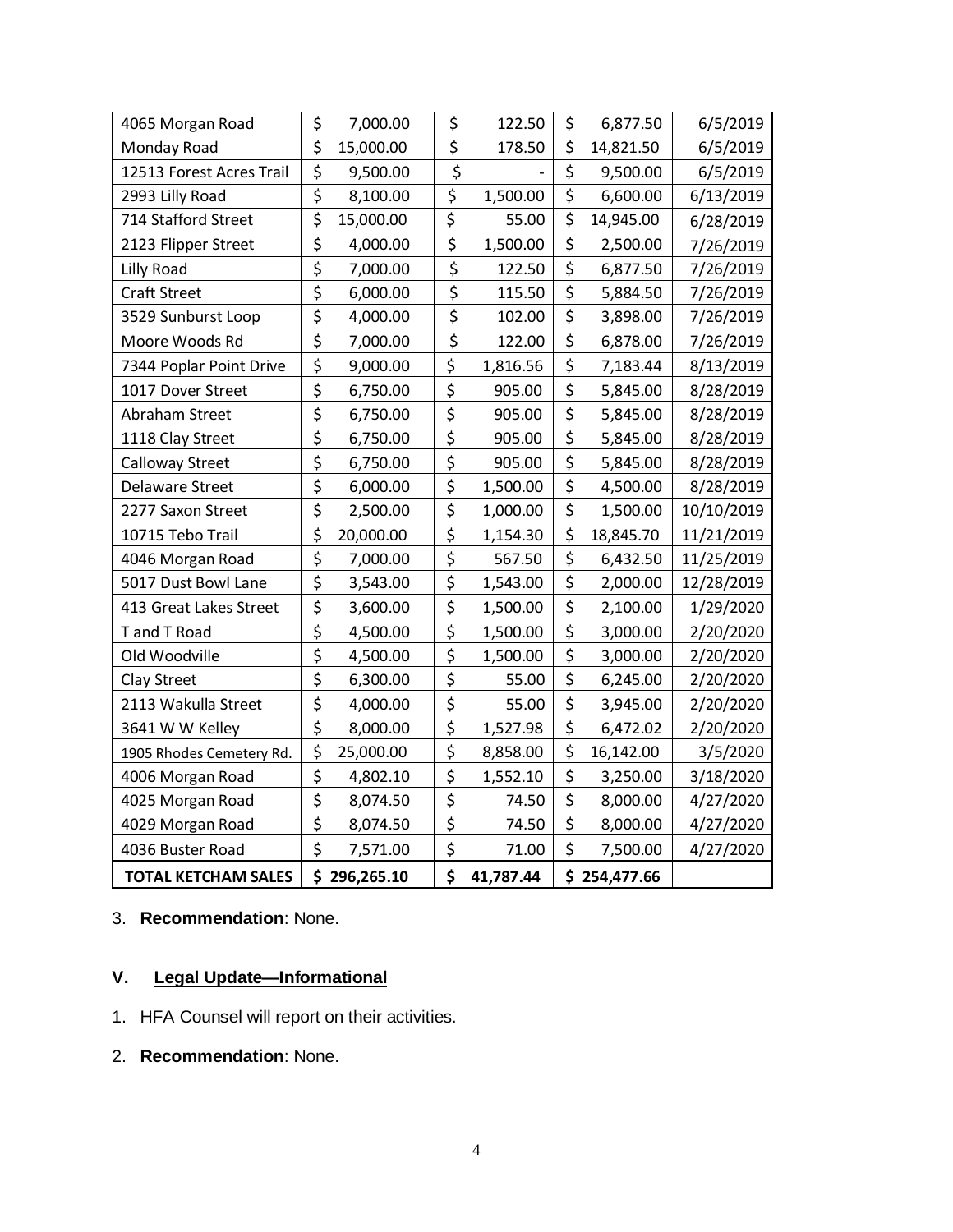| | | | |
|---|---|---|---|
| 4065 Morgan Road | $ 7,000.00 | $ 122.50 | $ 6,877.50 | 6/5/2019 |
| Monday Road | $ 15,000.00 | $ 178.50 | $ 14,821.50 | 6/5/2019 |
| 12513 Forest Acres Trail | $ 9,500.00 | $ - | $ 9,500.00 | 6/5/2019 |
| 2993 Lilly Road | $ 8,100.00 | $ 1,500.00 | $ 6,600.00 | 6/13/2019 |
| 714 Stafford Street | $ 15,000.00 | $ 55.00 | $ 14,945.00 | 6/28/2019 |
| 2123 Flipper Street | $ 4,000.00 | $ 1,500.00 | $ 2,500.00 | 7/26/2019 |
| Lilly Road | $ 7,000.00 | $ 122.50 | $ 6,877.50 | 7/26/2019 |
| Craft Street | $ 6,000.00 | $ 115.50 | $ 5,884.50 | 7/26/2019 |
| 3529 Sunburst Loop | $ 4,000.00 | $ 102.00 | $ 3,898.00 | 7/26/2019 |
| Moore Woods Rd | $ 7,000.00 | $ 122.00 | $ 6,878.00 | 7/26/2019 |
| 7344 Poplar Point Drive | $ 9,000.00 | $ 1,816.56 | $ 7,183.44 | 8/13/2019 |
| 1017 Dover Street | $ 6,750.00 | $ 905.00 | $ 5,845.00 | 8/28/2019 |
| Abraham Street | $ 6,750.00 | $ 905.00 | $ 5,845.00 | 8/28/2019 |
| 1118 Clay Street | $ 6,750.00 | $ 905.00 | $ 5,845.00 | 8/28/2019 |
| Calloway Street | $ 6,750.00 | $ 905.00 | $ 5,845.00 | 8/28/2019 |
| Delaware Street | $ 6,000.00 | $ 1,500.00 | $ 4,500.00 | 8/28/2019 |
| 2277 Saxon Street | $ 2,500.00 | $ 1,000.00 | $ 1,500.00 | 10/10/2019 |
| 10715 Tebo Trail | $ 20,000.00 | $ 1,154.30 | $ 18,845.70 | 11/21/2019 |
| 4046 Morgan Road | $ 7,000.00 | $ 567.50 | $ 6,432.50 | 11/25/2019 |
| 5017 Dust Bowl Lane | $ 3,543.00 | $ 1,543.00 | $ 2,000.00 | 12/28/2019 |
| 413 Great Lakes Street | $ 3,600.00 | $ 1,500.00 | $ 2,100.00 | 1/29/2020 |
| T and T Road | $ 4,500.00 | $ 1,500.00 | $ 3,000.00 | 2/20/2020 |
| Old Woodville | $ 4,500.00 | $ 1,500.00 | $ 3,000.00 | 2/20/2020 |
| Clay Street | $ 6,300.00 | $ 55.00 | $ 6,245.00 | 2/20/2020 |
| 2113 Wakulla Street | $ 4,000.00 | $ 55.00 | $ 3,945.00 | 2/20/2020 |
| 3641 W W Kelley | $ 8,000.00 | $ 1,527.98 | $ 6,472.02 | 2/20/2020 |
| 1905 Rhodes Cemetery Rd. | $ 25,000.00 | $ 8,858.00 | $ 16,142.00 | 3/5/2020 |
| 4006 Morgan Road | $ 4,802.10 | $ 1,552.10 | $ 3,250.00 | 3/18/2020 |
| 4025 Morgan Road | $ 8,074.50 | $ 74.50 | $ 8,000.00 | 4/27/2020 |
| 4029 Morgan Road | $ 8,074.50 | $ 74.50 | $ 8,000.00 | 4/27/2020 |
| 4036 Buster Road | $ 7,571.00 | $ 71.00 | $ 7,500.00 | 4/27/2020 |
| **TOTAL KETCHAM SALES** | **$ 296,265.10** | **$ 41,787.44** | **$ 254,477.66** | |

3. **Recommendation**: None.

## V. Legal Update—Informational

1. HFA Counsel will report on their activities.
2. **Recommendation**: None.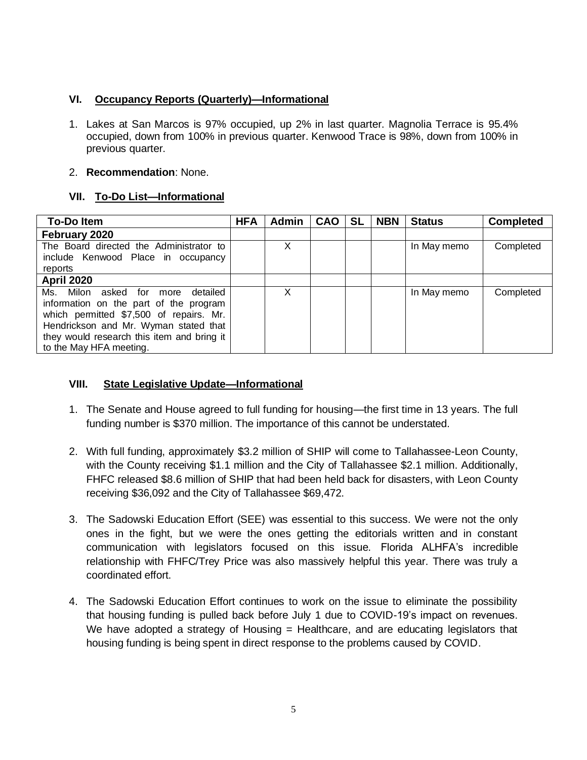## VI. Occupancy Reports (Quarterly)—Informational

1. Lakes at San Marcos is 97% occupied, up 2% in last quarter. Magnolia Terrace is 95.4% occupied, down from 100% in previous quarter. Kenwood Trace is 98%, down from 100% in previous quarter.

2. **Recommendation**: None.

## VII. To-Do List—Informational

| To-Do Item | HFA | Admin | CAO | SL | NBN | Status | Completed |
|---|---|---|---|---|---|---|---|
| **February 2020** | | | | | | | |
| The Board directed the Administrator to include Kenwood Place in occupancy reports | | X | | | | In May memo | Completed |
| **April 2020** | | | | | | | |
| Ms. Milon asked for more detailed information on the part of the program which permitted $7,500 of repairs. Mr. Hendrickson and Mr. Wyman stated that they would research this item and bring it to the May HFA meeting. | | X | | | | In May memo | Completed |

## VIII. State Legislative Update—Informational

1. The Senate and House agreed to full funding for housing—the first time in 13 years. The full funding number is $370 million. The importance of this cannot be understated.

2. With full funding, approximately $3.2 million of SHIP will come to Tallahassee-Leon County, with the County receiving $1.1 million and the City of Tallahassee $2.1 million. Additionally, FHFC released $8.6 million of SHIP that had been held back for disasters, with Leon County receiving $36,092 and the City of Tallahassee $69,472.

3. The Sadowski Education Effort (SEE) was essential to this success. We were not the only ones in the fight, but we were the ones getting the editorials written and in constant communication with legislators focused on this issue. Florida ALHFA's incredible relationship with FHFC/Trey Price was also massively helpful this year. There was truly a coordinated effort.

4. The Sadowski Education Effort continues to work on the issue to eliminate the possibility that housing funding is pulled back before July 1 due to COVID-19's impact on revenues. We have adopted a strategy of Housing = Healthcare, and are educating legislators that housing funding is being spent in direct response to the problems caused by COVID.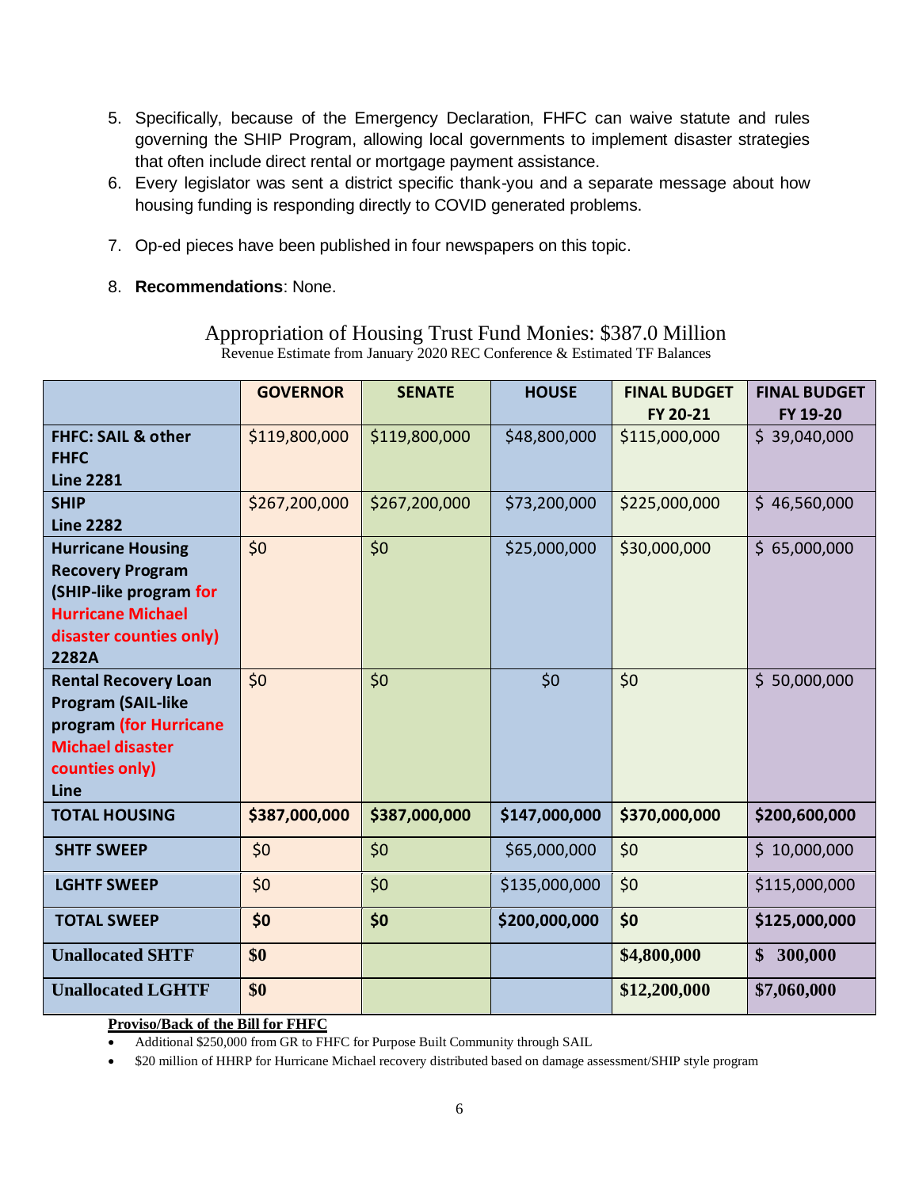5. Specifically, because of the Emergency Declaration, FHFC can waive statute and rules governing the SHIP Program, allowing local governments to implement disaster strategies that often include direct rental or mortgage payment assistance.
6. Every legislator was sent a district specific thank-you and a separate message about how housing funding is responding directly to COVID generated problems.
7. Op-ed pieces have been published in four newspapers on this topic.
8. **Recommendations**: None.

## Appropriation of Housing Trust Fund Monies: $387.0 Million

Revenue Estimate from January 2020 REC Conference & Estimated TF Balances

| | **GOVERNOR** | **SENATE** | **HOUSE** | **FINAL BUDGET FY 20-21** | **FINAL BUDGET FY 19-20** |
|---|---|---|---|---|---|
| **FHFC: SAIL & other FHFC Line 2281** | $119,800,000 | $119,800,000 | $48,800,000 | $115,000,000 | $ 39,040,000 |
| **SHIP Line 2282** | $267,200,000 | $267,200,000 | $73,200,000 | $225,000,000 | $ 46,560,000 |
| **Hurricane Housing Recovery Program (SHIP-like program for Hurricane Michael disaster counties only) 2282A** | $0 | $0 | $25,000,000 | $30,000,000 | $ 65,000,000 |
| **Rental Recovery Loan Program (SAIL-like program (for Hurricane Michael disaster counties only) Line** | $0 | $0 | $0 | $0 | $ 50,000,000 |
| **TOTAL HOUSING** | **$387,000,000** | **$387,000,000** | **$147,000,000** | **$370,000,000** | **$200,600,000** |
| **SHTF SWEEP** | $0 | $0 | $65,000,000 | $0 | $ 10,000,000 |
| **LGHTF SWEEP** | $0 | $0 | $135,000,000 | $0 | $115,000,000 |
| **TOTAL SWEEP** | **$0** | **$0** | **$200,000,000** | **$0** | **$125,000,000** |
| **Unallocated SHTF** | **$0** | | | **$4,800,000** | **$ 300,000** |
| **Unallocated LGHTF** | **$0** | | | **$12,200,000** | **$7,060,000** |

**Proviso/Back of the Bill for FHFC**

- Additional $250,000 from GR to FHFC for Purpose Built Community through SAIL
- $20 million of HHRP for Hurricane Michael recovery distributed based on damage assessment/SHIP style program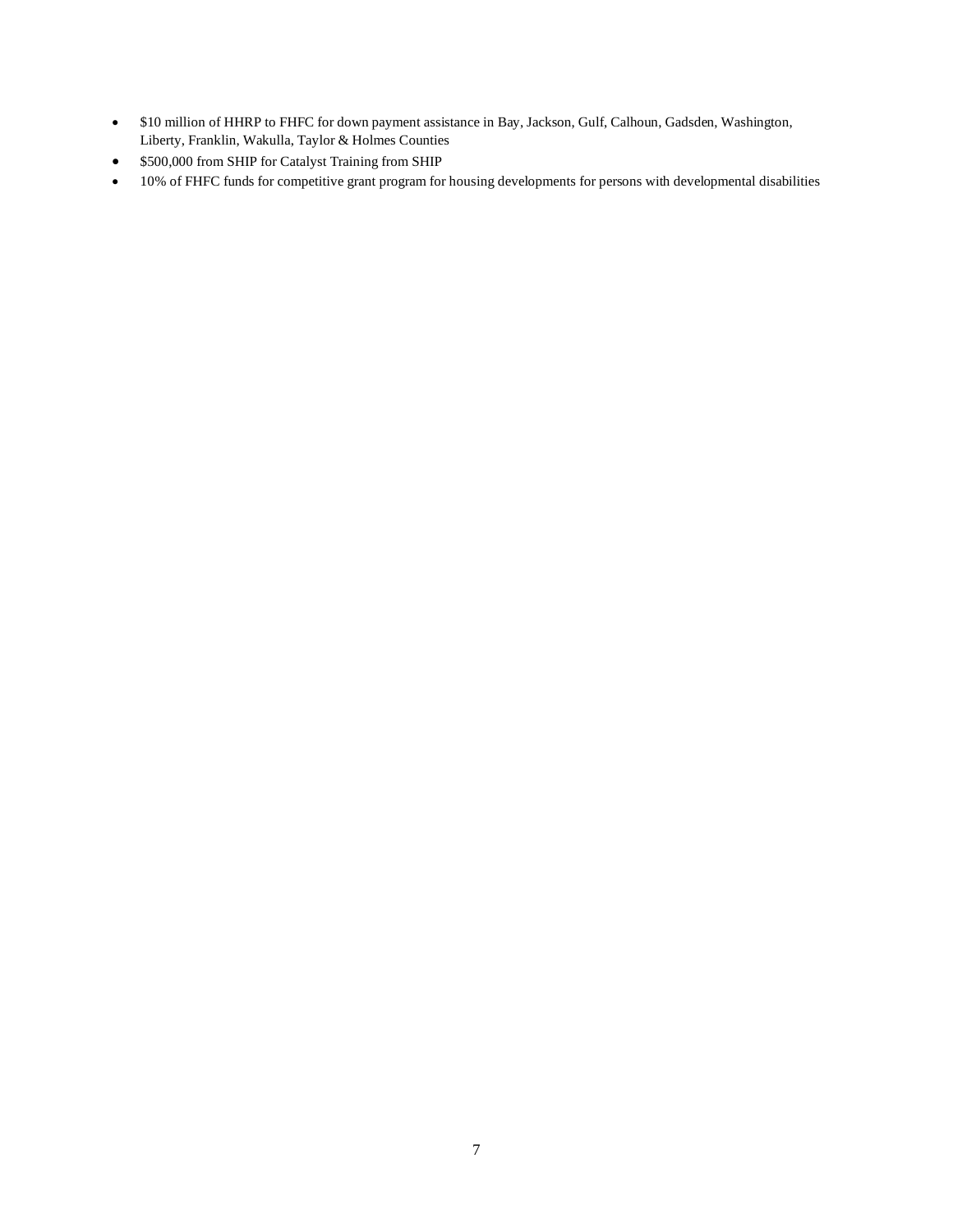- $10 million of HHRP to FHFC for down payment assistance in Bay, Jackson, Gulf, Calhoun, Gadsden, Washington, Liberty, Franklin, Wakulla, Taylor & Holmes Counties
- $500,000 from SHIP for Catalyst Training from SHIP
- 10% of FHFC funds for competitive grant program for housing developments for persons with developmental disabilities